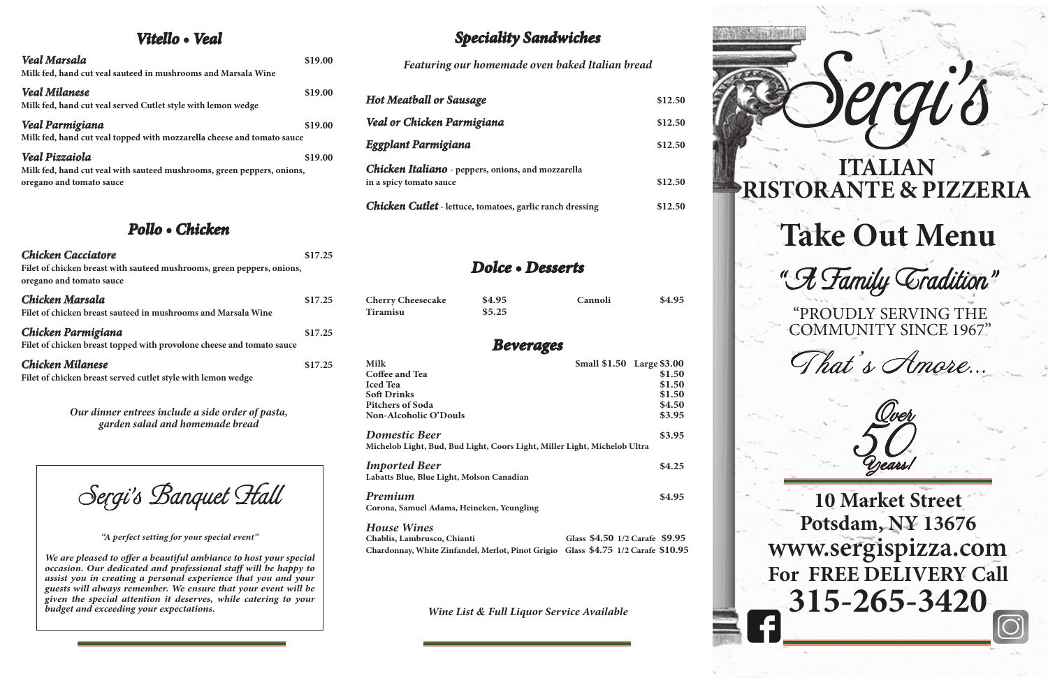## Vitello • Veal

**Veal Marsala** — $19.00
Milk fed, hand cut veal sauteed in mushrooms and Marsala Wine

**Veal Milanese** — $19.00
Milk fed, hand cut veal served Cutlet style with lemon wedge

**Veal Parmigiana** — $19.00
Milk fed, hand cut veal topped with mozzarella cheese and tomato sauce

**Veal Pizzaiola** — $19.00
Milk fed, hand cut veal with sauteed mushrooms, green peppers, onions, oregano and tomato sauce

## Pollo • Chicken

**Chicken Cacciatore** — $17.25
Filet of chicken breast with sauteed mushrooms, green peppers, onions, oregano and tomato sauce

**Chicken Marsala** — $17.25
Filet of chicken breast sauteed in mushrooms and Marsala Wine

**Chicken Parmigiana** — $17.25
Filet of chicken breast topped with provolone cheese and tomato sauce

**Chicken Milanese** — $17.25
Filet of chicken breast served cutlet style with lemon wedge

*Our dinner entrees include a side order of pasta, garden salad and homemade bread*

## Sergi's Banquet Hall

*"A perfect setting for your special event"*

*We are pleased to offer a beautiful ambiance to host your special occasion. Our dedicated and professional staff will be happy to assist you in creating a personal experience that you and your guests will always remember. We ensure that your event will be given the special attention it deserves, while catering to your budget and exceeding your expectations.*

## Speciality Sandwiches

*Featuring our homemade oven baked Italian bread*

| Item | Price |
|---|---|
| **Hot Meatball or Sausage** | $12.50 |
| **Veal or Chicken Parmigiana** | $12.50 |
| **Eggplant Parmigiana** | $12.50 |
| **Chicken Italiano** - peppers, onions, and mozzarella in a spicy tomato sauce | $12.50 |
| **Chicken Cutlet** - lettuce, tomatoes, garlic ranch dressing | $12.50 |

## Dolce • Desserts

| Item | Price | Item | Price |
|---|---|---|---|
| Cherry Cheesecake | $4.95 | Cannoli | $4.95 |
| Tiramisu | $5.25 | | |

## Beverages

| Item | Price |
|---|---|
| Milk | Small $1.50 Large $3.00 |
| Coffee and Tea | $1.50 |
| Iced Tea | $1.50 |
| Soft Drinks | $1.50 |
| Pitchers of Soda | $4.50 |
| Non-Alcoholic O'Douls | $3.95 |

**Domestic Beer** — $3.95
Michelob Light, Bud, Bud Light, Coors Light, Miller Light, Michelob Ultra

**Imported Beer** — $4.25
Labatts Blue, Blue Light, Molson Canadian

**Premium** — $4.95
Corona, Samuel Adams, Heineken, Yeungling

**House Wines**

| Wines | Glass | 1/2 Carafe |
|---|---|---|
| Chablis, Lambrusco, Chianti | $4.50 | $9.95 |
| Chardonnay, White Zinfandel, Merlot, Pinot Grigio | $4.75 | $10.95 |

*Wine List & Full Liquor Service Available*

# Sergi's

## ITALIAN RISTORANTE & PIZZERIA

# Take Out Menu

*"A Family Tradition"*

"PROUDLY SERVING THE COMMUNITY SINCE 1967"

*That's Amore...*

*Over 50 Years!*

**10 Market Street**
**Potsdam, NY 13676**
**www.sergispizza.com**
**For FREE DELIVERY Call**
**315-265-3420**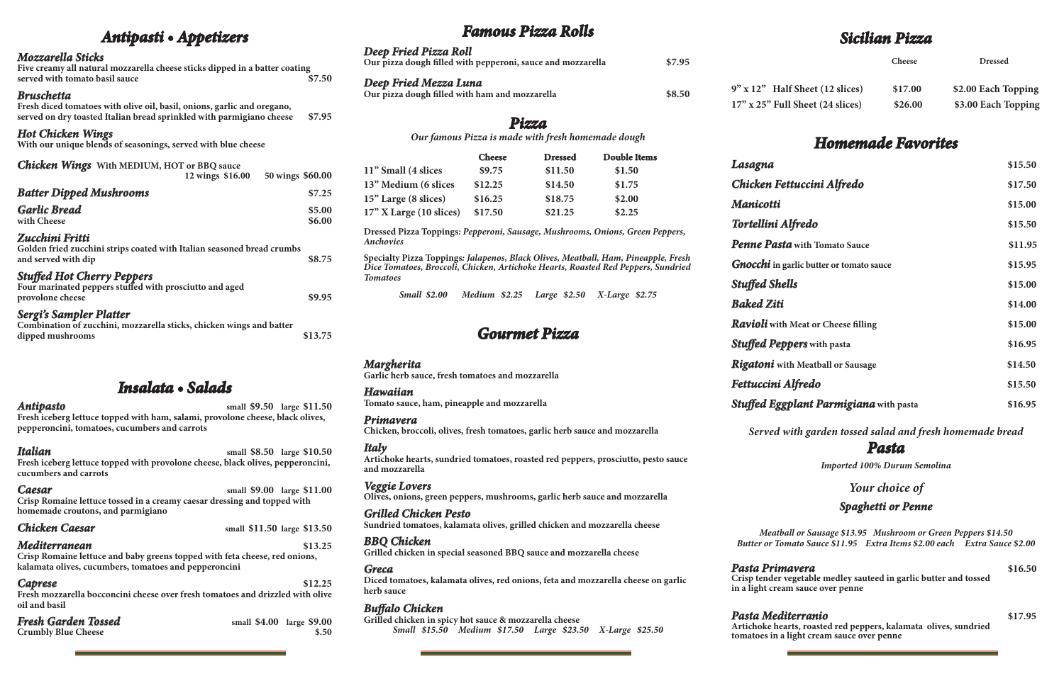## Antipasti • Appetizers

### Mozzarella Sticks
Five creamy all natural mozzarella cheese sticks dipped in a batter coating served with tomato basil sauce **$7.50**

### Bruschetta
Fresh diced tomatoes with olive oil, basil, onions, garlic and oregano, served on dry toasted Italian bread sprinkled with parmigiano cheese **$7.95**

### Hot Chicken Wings
With our unique blends of seasonings, served with blue cheese

### Chicken Wings
With MEDIUM, HOT or BBQ sauce
12 wings $16.00 | 50 wings $60.00

### Batter Dipped Mushrooms
**$7.25**

### Garlic Bread
**$5.00**
with Cheese **$6.00**

### Zucchini Fritti
Golden fried zucchini strips coated with Italian seasoned bread crumbs and served with dip **$8.75**

### Stuffed Hot Cherry Peppers
Four marinated peppers stuffed with prosciutto and aged provolone cheese **$9.95**

### Sergi's Sampler Platter
Combination of zucchini, mozzarella sticks, chicken wings and batter dipped mushrooms **$13.75**

## Insalata • Salads

### Antipasto
small $9.50 large $11.50
Fresh iceberg lettuce topped with ham, salami, provolone cheese, black olives, pepperoncini, tomatoes, cucumbers and carrots

### Italian
small $8.50 large $10.50
Fresh iceberg lettuce topped with provolone cheese, black olives, pepperoncini, cucumbers and carrots

### Caesar
small $9.00 large $11.00
Crisp Romaine lettuce tossed in a creamy caesar dressing and topped with homemade croutons, and parmigiano

### Chicken Caesar
small $11.50 large $13.50

### Mediterranean
**$13.25**
Crisp Romaine lettuce and baby greens topped with feta cheese, red onions, kalamata olives, cucumbers, tomatoes and pepperoncini

### Caprese
**$12.25**
Fresh mozzarella bocconcini cheese over fresh tomatoes and drizzled with olive oil and basil

### Fresh Garden Tossed
small $4.00 large $9.00
Crumbly Blue Cheese **$.50**

## Famous Pizza Rolls

### Deep Fried Pizza Roll
Our pizza dough filled with pepperoni, sauce and mozzarella **$7.95**

### Deep Fried Mezza Luna
Our pizza dough filled with ham and mozzarella **$8.50**

## Pizza

*Our famous Pizza is made with fresh homemade dough*

| | Cheese | Dressed | Double Items |
|---|---|---|---|
| 11" Small (4 slices | $9.75 | $11.50 | $1.50 |
| 13" Medium (6 slices | $12.25 | $14.50 | $1.75 |
| 15" Large (8 slices) | $16.25 | $18.75 | $2.00 |
| 17" X Large (10 slices) | $17.50 | $21.25 | $2.25 |

**Dressed Pizza Toppings:** *Pepperoni, Sausage, Mushrooms, Onions, Green Peppers, Anchovies*

**Specialty Pizza Toppings:** *Jalapenos, Black Olives, Meatball, Ham, Pineapple, Fresh Dice Tomatoes, Broccoli, Chicken, Artichoke Hearts, Roasted Red Peppers, Sundried Tomatoes*

*Small $2.00 Medium $2.25 Large $2.50 X-Large $2.75*

## Gourmet Pizza

### Margherita
Garlic herb sauce, fresh tomatoes and mozzarella

### Hawaiian
Tomato sauce, ham, pineapple and mozzarella

### Primavera
Chicken, broccoli, olives, fresh tomatoes, garlic herb sauce and mozzarella

### Italy
Artichoke hearts, sundried tomatoes, roasted red peppers, prosciutto, pesto sauce and mozzarella

### Veggie Lovers
Olives, onions, green peppers, mushrooms, garlic herb sauce and mozzarella

### Grilled Chicken Pesto
Sundried tomatoes, kalamata olives, grilled chicken and mozzarella cheese

### BBQ Chicken
Grilled chicken in special seasoned BBQ sauce and mozzarella cheese

### Greca
Diced tomatoes, kalamata olives, red onions, feta and mozzarella cheese on garlic herb sauce

### Buffalo Chicken
Grilled chicken in spicy hot sauce & mozzarella cheese

*Small $15.50 Medium $17.50 Large $23.50 X-Large $25.50*

## Sicilian Pizza

| | Cheese | Dressed |
|---|---|---|
| 9" x 12" Half Sheet (12 slices) | $17.00 | $2.00 Each Topping |
| 17" x 25" Full Sheet (24 slices) | $26.00 | $3.00 Each Topping |

## Homemade Favorites

| | |
|---|---|
| *Lasagna* | $15.50 |
| *Chicken Fettuccini Alfredo* | $17.50 |
| *Manicotti* | $15.00 |
| *Tortellini Alfredo* | $15.50 |
| *Penne Pasta* with Tomato Sauce | $11.95 |
| *Gnocchi* in garlic butter or tomato sauce | $15.95 |
| *Stuffed Shells* | $15.00 |
| *Baked Ziti* | $14.00 |
| *Ravioli* with Meat or Cheese filling | $15.00 |
| *Stuffed Peppers* with pasta | $16.95 |
| *Rigatoni* with Meatball or Sausage | $14.50 |
| *Fettuccini Alfredo* | $15.50 |
| *Stuffed Eggplant Parmigiana* with pasta | $16.95 |

*Served with garden tossed salad and fresh homemade bread*

## Pasta

*Imported 100% Durum Semolina*

*Your choice of*

*Spaghetti or Penne*

*Meatball or Sausage $13.95 Mushroom or Green Peppers $14.50*
*Butter or Tomato Sauce $11.95 Extra Items $2.00 each Extra Sauce $2.00*

### Pasta Primavera
**$16.50**
Crisp tender vegetable medley sauteed in garlic butter and tossed in a light cream sauce over penne

### Pasta Mediterranio
**$17.95**
Artichoke hearts, roasted red peppers, kalamata olives, sundried tomatoes in a light cream sauce over penne